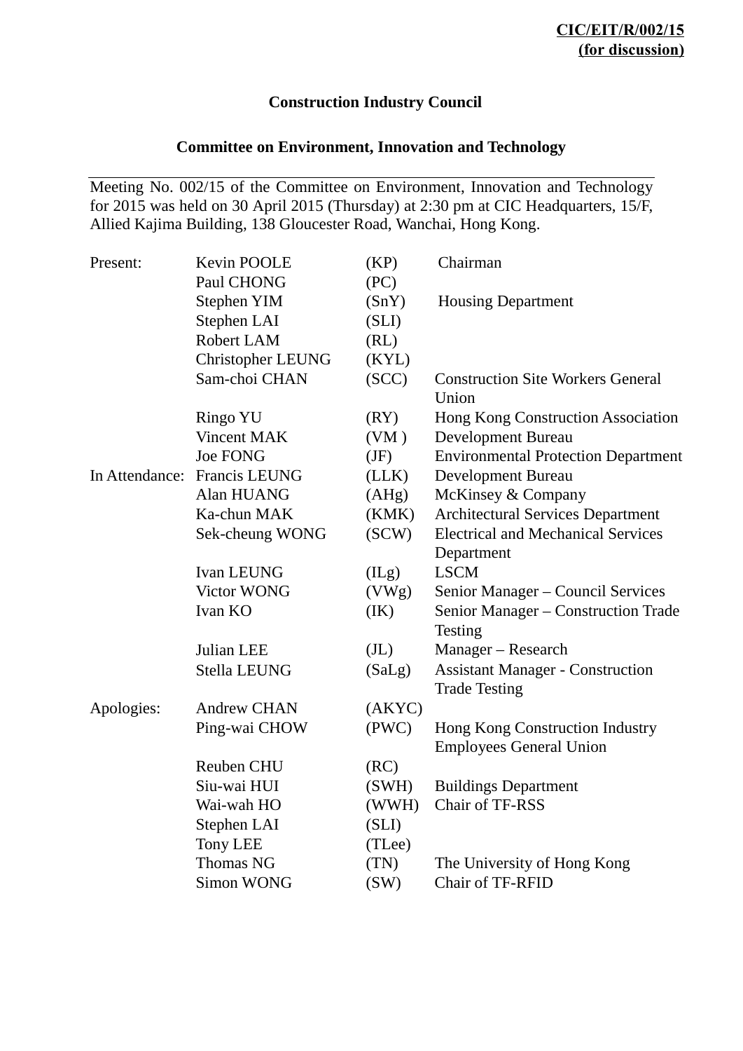**CIC/EIT/R/002/15**
**(for discussion)**

# Construction Industry Council

## Committee on Environment, Innovation and Technology

Meeting No. 002/15 of the Committee on Environment, Innovation and Technology for 2015 was held on 30 April 2015 (Thursday) at 2:30 pm at CIC Headquarters, 15/F, Allied Kajima Building, 138 Gloucester Road, Wanchai, Hong Kong.

| | | | |
|---|---|---|---|
| Present: | Kevin POOLE | (KP) | Chairman |
| | Paul CHONG | (PC) | |
| | Stephen YIM | (SnY) | Housing Department |
| | Stephen LAI | (SLI) | |
| | Robert LAM | (RL) | |
| | Christopher LEUNG | (KYL) | |
| | Sam-choi CHAN | (SCC) | Construction Site Workers General Union |
| | Ringo YU | (RY) | Hong Kong Construction Association |
| | Vincent MAK | (VM ) | Development Bureau |
| | Joe FONG | (JF) | Environmental Protection Department |
| In Attendance: | Francis LEUNG | (LLK) | Development Bureau |
| | Alan HUANG | (AHg) | McKinsey & Company |
| | Ka-chun MAK | (KMK) | Architectural Services Department |
| | Sek-cheung WONG | (SCW) | Electrical and Mechanical Services Department |
| | Ivan LEUNG | (ILg) | LSCM |
| | Victor WONG | (VWg) | Senior Manager – Council Services |
| | Ivan KO | (IK) | Senior Manager – Construction Trade Testing |
| | Julian LEE | (JL) | Manager – Research |
| | Stella LEUNG | (SaLg) | Assistant Manager - Construction Trade Testing |
| Apologies: | Andrew CHAN | (AKYC) | |
| | Ping-wai CHOW | (PWC) | Hong Kong Construction Industry Employees General Union |
| | Reuben CHU | (RC) | |
| | Siu-wai HUI | (SWH) | Buildings Department |
| | Wai-wah HO | (WWH) | Chair of TF-RSS |
| | Stephen LAI | (SLI) | |
| | Tony LEE | (TLee) | |
| | Thomas NG | (TN) | The University of Hong Kong |
| | Simon WONG | (SW) | Chair of TF-RFID |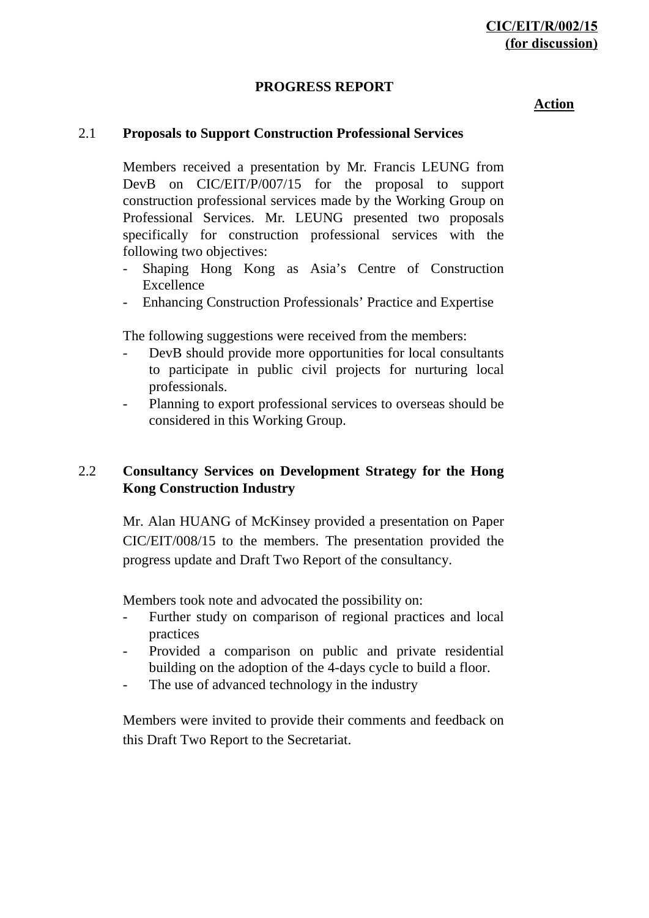**CIC/EIT/R/002/15**
**(for discussion)**

**PROGRESS REPORT**

**Action**

## 2.1 Proposals to Support Construction Professional Services

Members received a presentation by Mr. Francis LEUNG from DevB on CIC/EIT/P/007/15 for the proposal to support construction professional services made by the Working Group on Professional Services. Mr. LEUNG presented two proposals specifically for construction professional services with the following two objectives:

- Shaping Hong Kong as Asia's Centre of Construction Excellence
- Enhancing Construction Professionals' Practice and Expertise

The following suggestions were received from the members:

- DevB should provide more opportunities for local consultants to participate in public civil projects for nurturing local professionals.
- Planning to export professional services to overseas should be considered in this Working Group.

## 2.2 Consultancy Services on Development Strategy for the Hong Kong Construction Industry

Mr. Alan HUANG of McKinsey provided a presentation on Paper CIC/EIT/008/15 to the members. The presentation provided the progress update and Draft Two Report of the consultancy.

Members took note and advocated the possibility on:

- Further study on comparison of regional practices and local practices
- Provided a comparison on public and private residential building on the adoption of the 4-days cycle to build a floor.
- The use of advanced technology in the industry

Members were invited to provide their comments and feedback on this Draft Two Report to the Secretariat.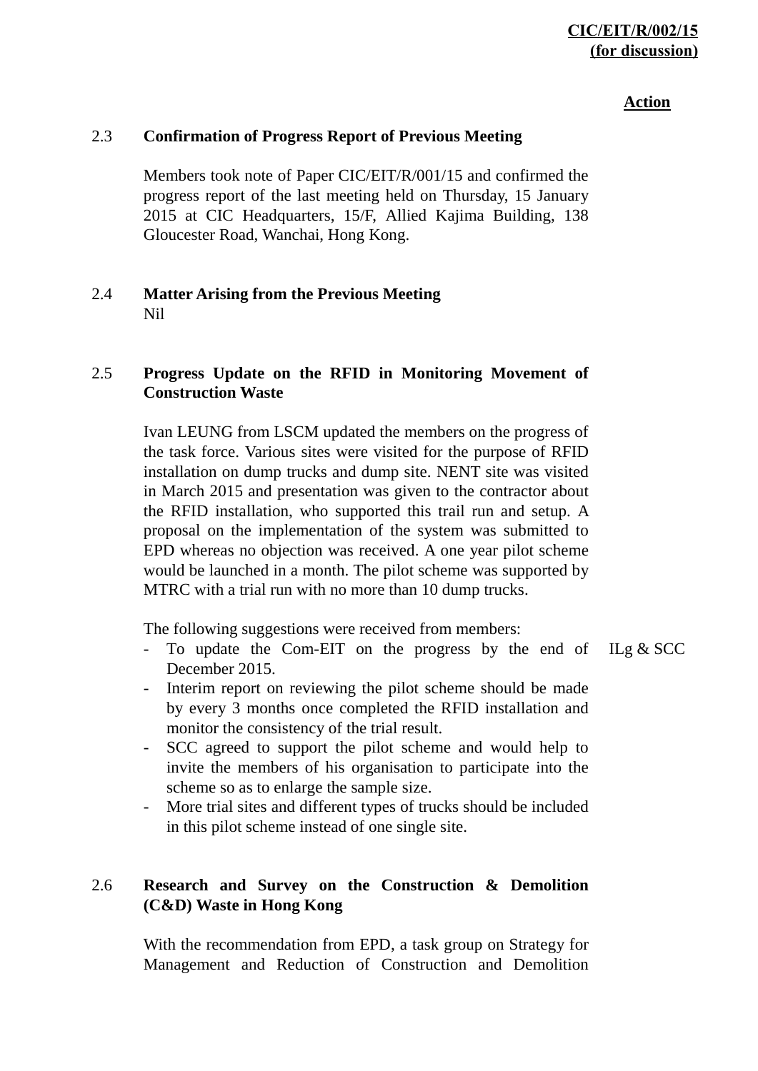**Action**

### 2.3 Confirmation of Progress Report of Previous Meeting

Members took note of Paper CIC/EIT/R/001/15 and confirmed the progress report of the last meeting held on Thursday, 15 January 2015 at CIC Headquarters, 15/F, Allied Kajima Building, 138 Gloucester Road, Wanchai, Hong Kong.

### 2.4 Matter Arising from the Previous Meeting

Nil

### 2.5 Progress Update on the RFID in Monitoring Movement of Construction Waste

Ivan LEUNG from LSCM updated the members on the progress of the task force. Various sites were visited for the purpose of RFID installation on dump trucks and dump site. NENT site was visited in March 2015 and presentation was given to the contractor about the RFID installation, who supported this trail run and setup. A proposal on the implementation of the system was submitted to EPD whereas no objection was received. A one year pilot scheme would be launched in a month. The pilot scheme was supported by MTRC with a trial run with no more than 10 dump trucks.

The following suggestions were received from members:

- To update the Com-EIT on the progress by the end of December 2015. — **ILg & SCC**
- Interim report on reviewing the pilot scheme should be made by every 3 months once completed the RFID installation and monitor the consistency of the trial result.
- SCC agreed to support the pilot scheme and would help to invite the members of his organisation to participate into the scheme so as to enlarge the sample size.
- More trial sites and different types of trucks should be included in this pilot scheme instead of one single site.

### 2.6 Research and Survey on the Construction & Demolition (C&D) Waste in Hong Kong

With the recommendation from EPD, a task group on Strategy for Management and Reduction of Construction and Demolition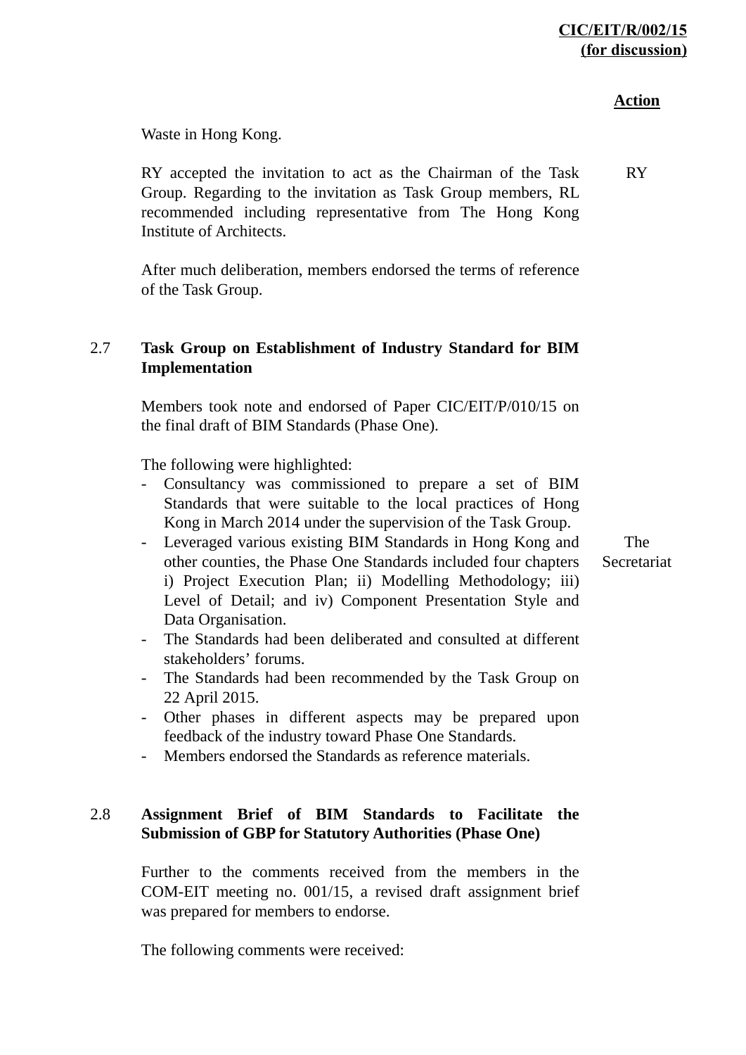**Action**

Waste in Hong Kong.

RY accepted the invitation to act as the Chairman of the Task Group. Regarding to the invitation as Task Group members, RL recommended including representative from The Hong Kong Institute of Architects. — RY

After much deliberation, members endorsed the terms of reference of the Task Group.

### 2.7 Task Group on Establishment of Industry Standard for BIM Implementation

Members took note and endorsed of Paper CIC/EIT/P/010/15 on the final draft of BIM Standards (Phase One).

The following were highlighted:

- Consultancy was commissioned to prepare a set of BIM Standards that were suitable to the local practices of Hong Kong in March 2014 under the supervision of the Task Group.
- Leveraged various existing BIM Standards in Hong Kong and other counties, the Phase One Standards included four chapters i) Project Execution Plan; ii) Modelling Methodology; iii) Level of Detail; and iv) Component Presentation Style and Data Organisation. — The Secretariat
- The Standards had been deliberated and consulted at different stakeholders' forums.
- The Standards had been recommended by the Task Group on 22 April 2015.
- Other phases in different aspects may be prepared upon feedback of the industry toward Phase One Standards.
- Members endorsed the Standards as reference materials.

### 2.8 Assignment Brief of BIM Standards to Facilitate the Submission of GBP for Statutory Authorities (Phase One)

Further to the comments received from the members in the COM-EIT meeting no. 001/15, a revised draft assignment brief was prepared for members to endorse.

The following comments were received: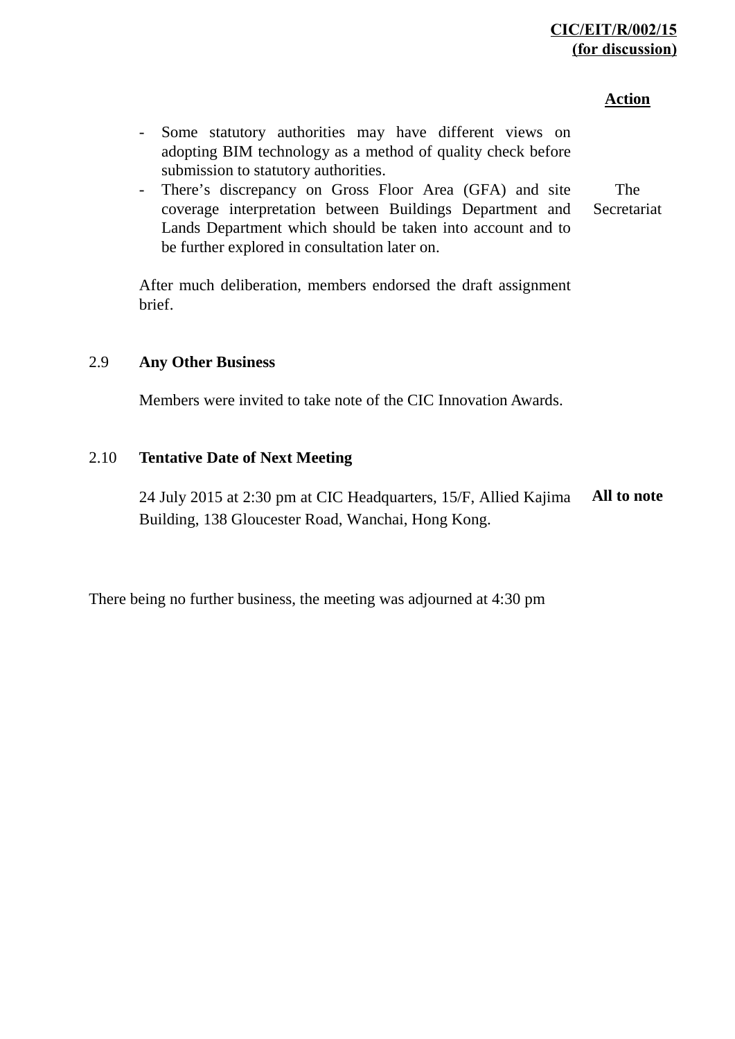**Action**

- Some statutory authorities may have different views on adopting BIM technology as a method of quality check before submission to statutory authorities.
- There's discrepancy on Gross Floor Area (GFA) and site coverage interpretation between Buildings Department and Lands Department which should be taken into account and to be further explored in consultation later on. — The Secretariat

After much deliberation, members endorsed the draft assignment brief.

### 2.9 Any Other Business

Members were invited to take note of the CIC Innovation Awards.

### 2.10 Tentative Date of Next Meeting

24 July 2015 at 2:30 pm at CIC Headquarters, 15/F, Allied Kajima Building, 138 Gloucester Road, Wanchai, Hong Kong. — **All to note**

There being no further business, the meeting was adjourned at 4:30 pm